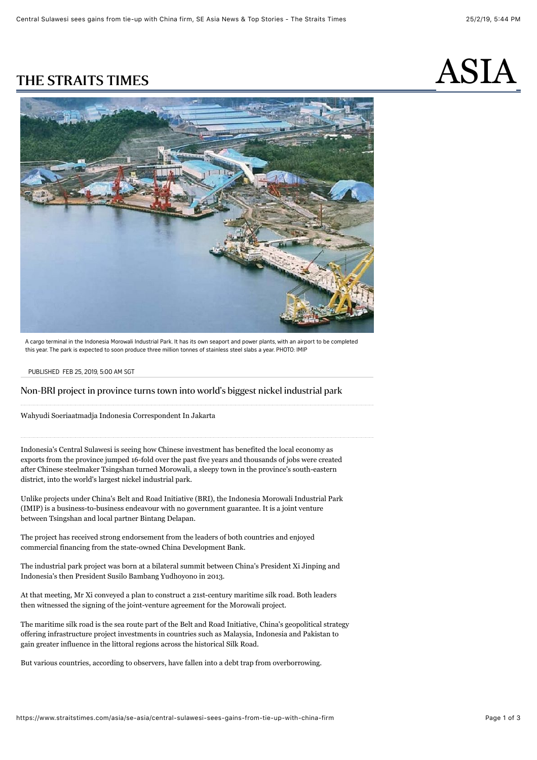# THE STRAITS TIMES

## ASIA

A cargo terminal in the Indonesia Morowali Industrial Park. It has its own seaport and power plants, with an airport to be completed this year. The park is expected to soon produce three million tonnes of stainless steel slabs a year. PHOTO: IMIP

PUBLISHED FEB 25, 2019, 5:00 AM SGT

## Non-BRI project in province turns town into world's biggest nickel industrial park

Wahyudi Soeriaatmadja Indonesia Correspondent In Jakarta

Indonesia's Central Sulawesi is seeing how Chinese investment has benefited the local economy as exports from the province jumped 16-fold over the past five years and thousands of jobs were created after Chinese steelmaker Tsingshan turned Morowali, a sleepy town in the province's south-eastern district, into the world's largest nickel industrial park.

Unlike projects under China's Belt and Road Initiative (BRI), the Indonesia Morowali Industrial Park (IMIP) is a business-to-business endeavour with no government guarantee. It is a joint venture between Tsingshan and local partner Bintang Delapan.

The project has received strong endorsement from the leaders of both countries and enjoyed commercial financing from the state-owned China Development Bank.

The industrial park project was born at a bilateral summit between China's President Xi Jinping and Indonesia's then President Susilo Bambang Yudhoyono in 2013.

At that meeting, Mr Xi conveyed a plan to construct a 21st-century maritime silk road. Both leaders then witnessed the signing of the joint-venture agreement for the Morowali project.

The maritime silk road is the sea route part of the Belt and Road Initiative, China's geopolitical strategy offering infrastructure project investments in countries such as Malaysia, Indonesia and Pakistan to gain greater influence in the littoral regions across the historical Silk Road.

But various countries, according to observers, have fallen into a debt trap from overborrowing.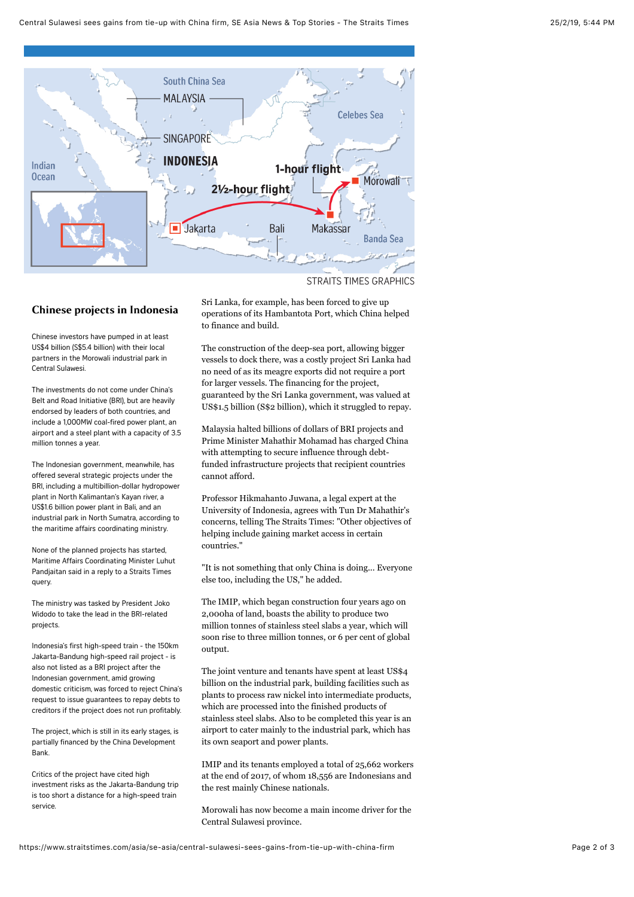South China Sea

MALAYSIA

Celebes Sea

SINGAPORE

INDONESIA

Indian Ocean

1-hour flight

Morowali

2½-hour flight

Jakarta

Bali

Makassar

Banda Sea

STRAITS TIMES GRAPHICS

## Chinese projects in Indonesia

Chinese investors have pumped in at least US$4 billion (S$5.4 billion) with their local partners in the Morowali industrial park in Central Sulawesi.

The investments do not come under China's Belt and Road Initiative (BRI), but are heavily endorsed by leaders of both countries, and include a 1,000MW coal-fired power plant, an airport and a steel plant with a capacity of 3.5 million tonnes a year.

The Indonesian government, meanwhile, has offered several strategic projects under the BRI, including a multibillion-dollar hydropower plant in North Kalimantan's Kayan river, a US$1.6 billion power plant in Bali, and an industrial park in North Sumatra, according to the maritime affairs coordinating ministry.

None of the planned projects has started, Maritime Affairs Coordinating Minister Luhut Pandjaitan said in a reply to a Straits Times query.

The ministry was tasked by President Joko Widodo to take the lead in the BRI-related projects.

Indonesia's first high-speed train - the 150km Jakarta-Bandung high-speed rail project - is also not listed as a BRI project after the Indonesian government, amid growing domestic criticism, was forced to reject China's request to issue guarantees to repay debts to creditors if the project does not run profitably.

The project, which is still in its early stages, is partially financed by the China Development Bank.

Critics of the project have cited high investment risks as the Jakarta-Bandung trip is too short a distance for a high-speed train service.

Sri Lanka, for example, has been forced to give up operations of its Hambantota Port, which China helped to finance and build.

The construction of the deep-sea port, allowing bigger vessels to dock there, was a costly project Sri Lanka had no need of as its meagre exports did not require a port for larger vessels. The financing for the project, guaranteed by the Sri Lanka government, was valued at US$1.5 billion (S$2 billion), which it struggled to repay.

Malaysia halted billions of dollars of BRI projects and Prime Minister Mahathir Mohamad has charged China with attempting to secure influence through debt-funded infrastructure projects that recipient countries cannot afford.

Professor Hikmahanto Juwana, a legal expert at the University of Indonesia, agrees with Tun Dr Mahathir's concerns, telling The Straits Times: "Other objectives of helping include gaining market access in certain countries."

"It is not something that only China is doing... Everyone else too, including the US," he added.

The IMIP, which began construction four years ago on 2,000ha of land, boasts the ability to produce two million tonnes of stainless steel slabs a year, which will soon rise to three million tonnes, or 6 per cent of global output.

The joint venture and tenants have spent at least US$4 billion on the industrial park, building facilities such as plants to process raw nickel into intermediate products, which are processed into the finished products of stainless steel slabs. Also to be completed this year is an airport to cater mainly to the industrial park, which has its own seaport and power plants.

IMIP and its tenants employed a total of 25,662 workers at the end of 2017, of whom 18,556 are Indonesians and the rest mainly Chinese nationals.

Morowali has now become a main income driver for the Central Sulawesi province.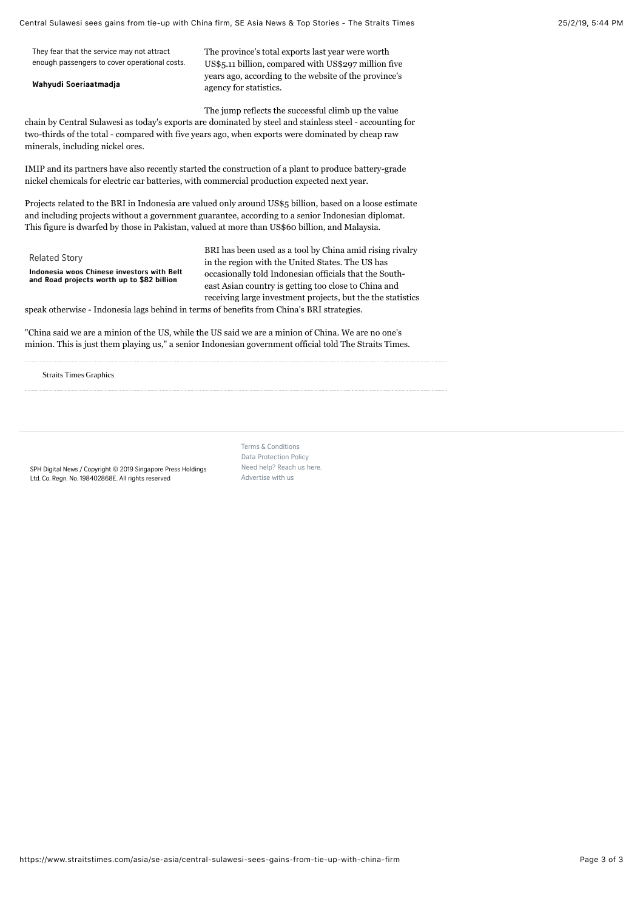They fear that the service may not attract enough passengers to cover operational costs.

**Wahyudi Soeriaatmadja**

The province's total exports last year were worth US$5.11 billion, compared with US$297 million five years ago, according to the website of the province's agency for statistics.

The jump reflects the successful climb up the value chain by Central Sulawesi as today's exports are dominated by steel and stainless steel - accounting for two-thirds of the total - compared with five years ago, when exports were dominated by cheap raw minerals, including nickel ores.

IMIP and its partners have also recently started the construction of a plant to produce battery-grade nickel chemicals for electric car batteries, with commercial production expected next year.

Projects related to the BRI in Indonesia are valued only around US$5 billion, based on a loose estimate and including projects without a government guarantee, according to a senior Indonesian diplomat. This figure is dwarfed by those in Pakistan, valued at more than US$60 billion, and Malaysia.

Related Story

**Indonesia woos Chinese investors with Belt and Road projects worth up to $82 billion**

BRI has been used as a tool by China amid rising rivalry in the region with the United States. The US has occasionally told Indonesian officials that the South-east Asian country is getting too close to China and receiving large investment projects, but the statistics speak otherwise - Indonesia lags behind in terms of benefits from China's BRI strategies.

"China said we are a minion of the US, while the US said we are a minion of China. We are no one's minion. This is just them playing us," a senior Indonesian government official told The Straits Times.

Straits Times Graphics

SPH Digital News / Copyright © 2019 Singapore Press Holdings Ltd. Co. Regn. No. 198402868E. All rights reserved

Terms & Conditions
Data Protection Policy
Need help? Reach us here.
Advertise with us